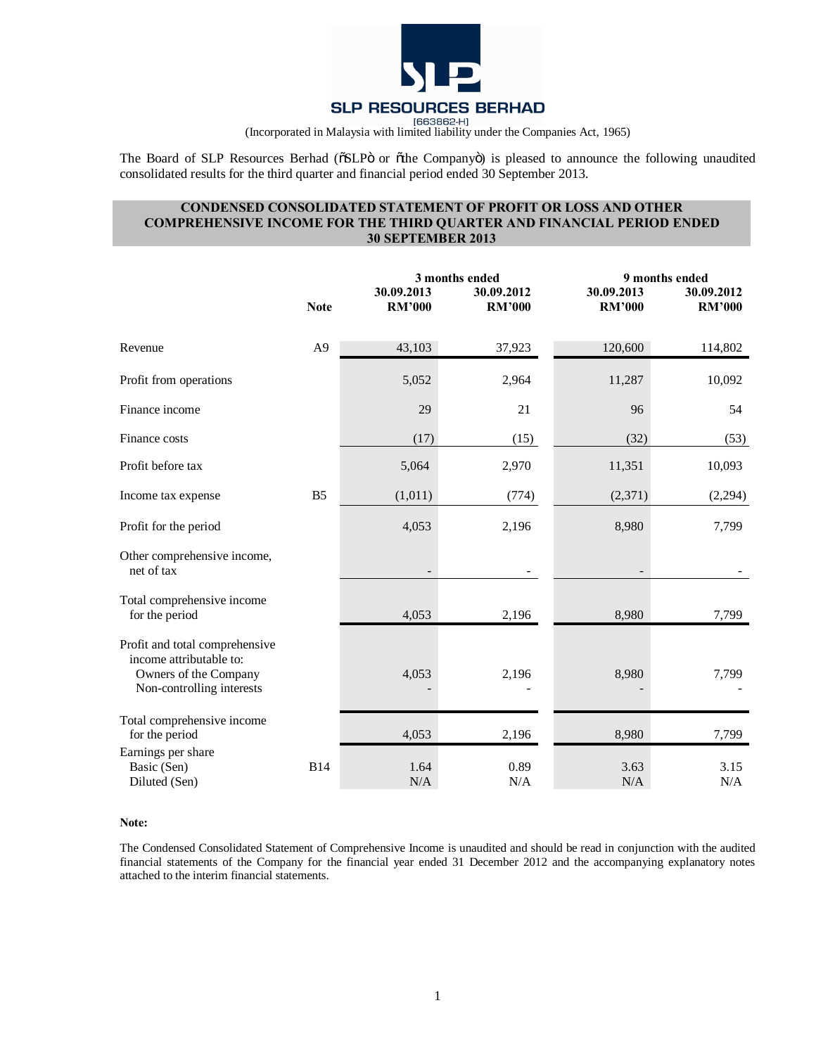# SLP RESOURCES BERHAD

[663862-H]

(Incorporated in Malaysia with limited liability under the Companies Act, 1965)

The Board of SLP Resources Berhad ("SLP" or "the Company") is pleased to announce the following unaudited consolidated results for the third quarter and financial period ended 30 September 2013.

## CONDENSED CONSOLIDATED STATEMENT OF PROFIT OR LOSS AND OTHER COMPREHENSIVE INCOME FOR THE THIRD QUARTER AND FINANCIAL PERIOD ENDED 30 SEPTEMBER 2013

| | Note | 3 months ended | | 9 months ended | |
|---|---|---|---|---|---|
| | | 30.09.2013 RM'000 | 30.09.2012 RM'000 | 30.09.2013 RM'000 | 30.09.2012 RM'000 |
| Revenue | A9 | 43,103 | 37,923 | 120,600 | 114,802 |
| Profit from operations | | 5,052 | 2,964 | 11,287 | 10,092 |
| Finance income | | 29 | 21 | 96 | 54 |
| Finance costs | | (17) | (15) | (32) | (53) |
| Profit before tax | | 5,064 | 2,970 | 11,351 | 10,093 |
| Income tax expense | B5 | (1,011) | (774) | (2,371) | (2,294) |
| Profit for the period | | 4,053 | 2,196 | 8,980 | 7,799 |
| Other comprehensive income, net of tax | | - | - | - | - |
| Total comprehensive income for the period | | 4,053 | 2,196 | 8,980 | 7,799 |
| Profit and total comprehensive income attributable to: | | | | | |
| Owners of the Company | | 4,053 | 2,196 | 8,980 | 7,799 |
| Non-controlling interests | | - | - | - | - |
| Total comprehensive income for the period | | 4,053 | 2,196 | 8,980 | 7,799 |
| Earnings per share | | | | | |
| Basic (Sen) | B14 | 1.64 | 0.89 | 3.63 | 3.15 |
| Diluted (Sen) | | N/A | N/A | N/A | N/A |

**Note:**

The Condensed Consolidated Statement of Comprehensive Income is unaudited and should be read in conjunction with the audited financial statements of the Company for the financial year ended 31 December 2012 and the accompanying explanatory notes attached to the interim financial statements.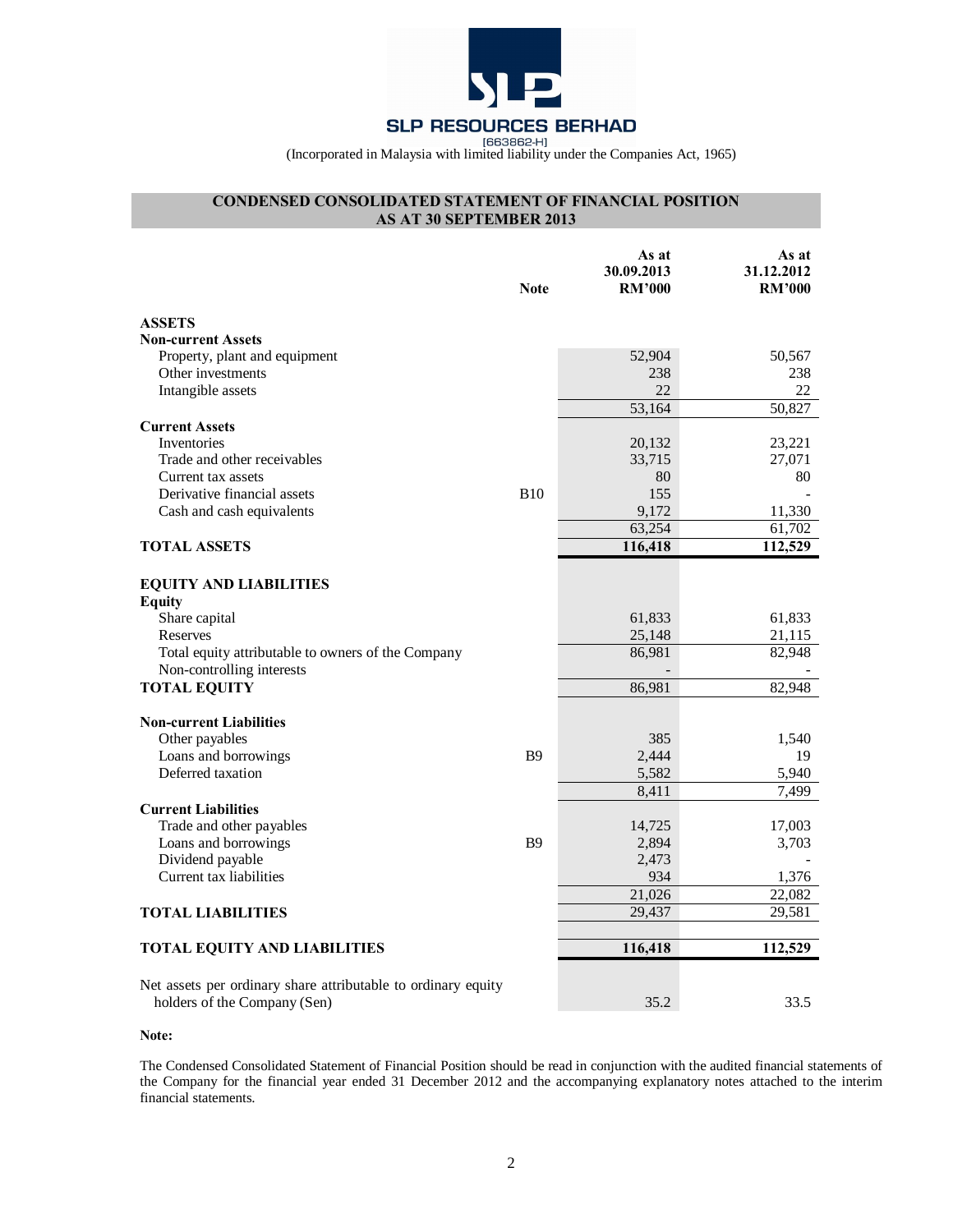# SLP RESOURCES BERHAD

[663862-H]

(Incorporated in Malaysia with limited liability under the Companies Act, 1965)

## CONDENSED CONSOLIDATED STATEMENT OF FINANCIAL POSITION AS AT 30 SEPTEMBER 2013

| | Note | As at 30.09.2013 RM'000 | As at 31.12.2012 RM'000 |
|---|---|---|---|
| **ASSETS** | | | |
| **Non-current Assets** | | | |
| Property, plant and equipment | | 52,904 | 50,567 |
| Other investments | | 238 | 238 |
| Intangible assets | | 22 | 22 |
| | | 53,164 | 50,827 |
| **Current Assets** | | | |
| Inventories | | 20,132 | 23,221 |
| Trade and other receivables | | 33,715 | 27,071 |
| Current tax assets | | 80 | 80 |
| Derivative financial assets | B10 | 155 | - |
| Cash and cash equivalents | | 9,172 | 11,330 |
| | | 63,254 | 61,702 |
| **TOTAL ASSETS** | | **116,418** | **112,529** |
| **EQUITY AND LIABILITIES** | | | |
| **Equity** | | | |
| Share capital | | 61,833 | 61,833 |
| Reserves | | 25,148 | 21,115 |
| Total equity attributable to owners of the Company | | 86,981 | 82,948 |
| Non-controlling interests | | - | - |
| **TOTAL EQUITY** | | 86,981 | 82,948 |
| **Non-current Liabilities** | | | |
| Other payables | | 385 | 1,540 |
| Loans and borrowings | B9 | 2,444 | 19 |
| Deferred taxation | | 5,582 | 5,940 |
| | | 8,411 | 7,499 |
| **Current Liabilities** | | | |
| Trade and other payables | | 14,725 | 17,003 |
| Loans and borrowings | B9 | 2,894 | 3,703 |
| Dividend payable | | 2,473 | - |
| Current tax liabilities | | 934 | 1,376 |
| | | 21,026 | 22,082 |
| **TOTAL LIABILITIES** | | 29,437 | 29,581 |
| **TOTAL EQUITY AND LIABILITIES** | | **116,418** | **112,529** |
| Net assets per ordinary share attributable to ordinary equity holders of the Company (Sen) | | 35.2 | 33.5 |

**Note:**

The Condensed Consolidated Statement of Financial Position should be read in conjunction with the audited financial statements of the Company for the financial year ended 31 December 2012 and the accompanying explanatory notes attached to the interim financial statements.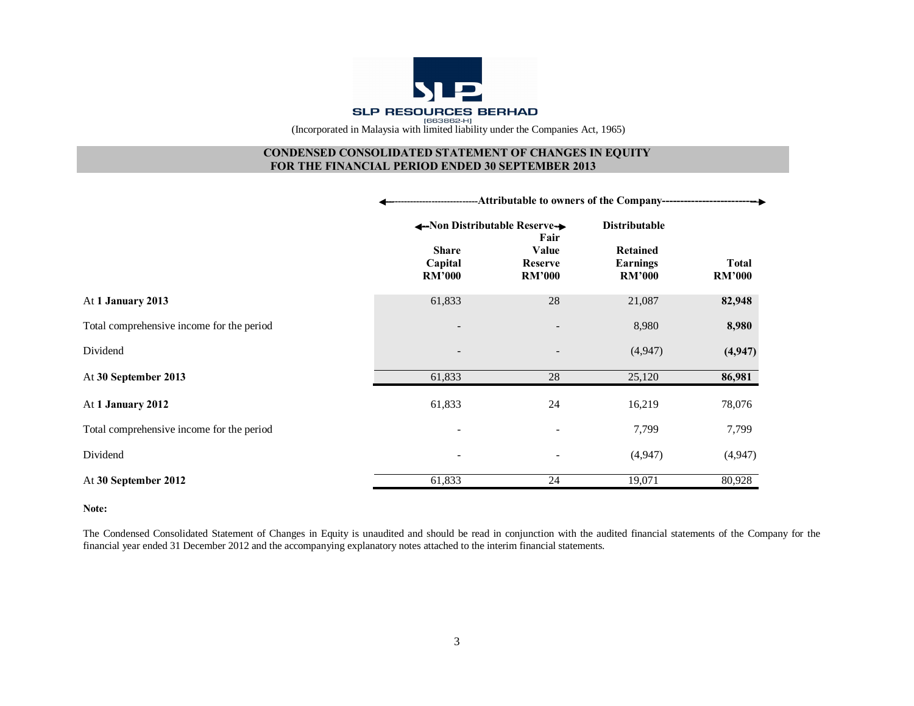SLP RESOURCES BERHAD
[663862-H]
(Incorporated in Malaysia with limited liability under the Companies Act, 1965)

## CONDENSED CONSOLIDATED STATEMENT OF CHANGES IN EQUITY FOR THE FINANCIAL PERIOD ENDED 30 SEPTEMBER 2013

| | Attributable to owners of the Company | | | |
|---|---|---|---|---|
| | Non Distributable Reserve | | Distributable | |
| | Share Capital RM'000 | Fair Value Reserve RM'000 | Retained Earnings RM'000 | Total RM'000 |
| At **1 January 2013** | 61,833 | 28 | 21,087 | **82,948** |
| Total comprehensive income for the period | - | - | 8,980 | **8,980** |
| Dividend | - | - | (4,947) | **(4,947)** |
| At **30 September 2013** | 61,833 | 28 | 25,120 | **86,981** |
| At **1 January 2012** | 61,833 | 24 | 16,219 | 78,076 |
| Total comprehensive income for the period | - | - | 7,799 | 7,799 |
| Dividend | - | - | (4,947) | (4,947) |
| At **30 September 2012** | 61,833 | 24 | 19,071 | 80,928 |

**Note:**

The Condensed Consolidated Statement of Changes in Equity is unaudited and should be read in conjunction with the audited financial statements of the Company for the financial year ended 31 December 2012 and the accompanying explanatory notes attached to the interim financial statements.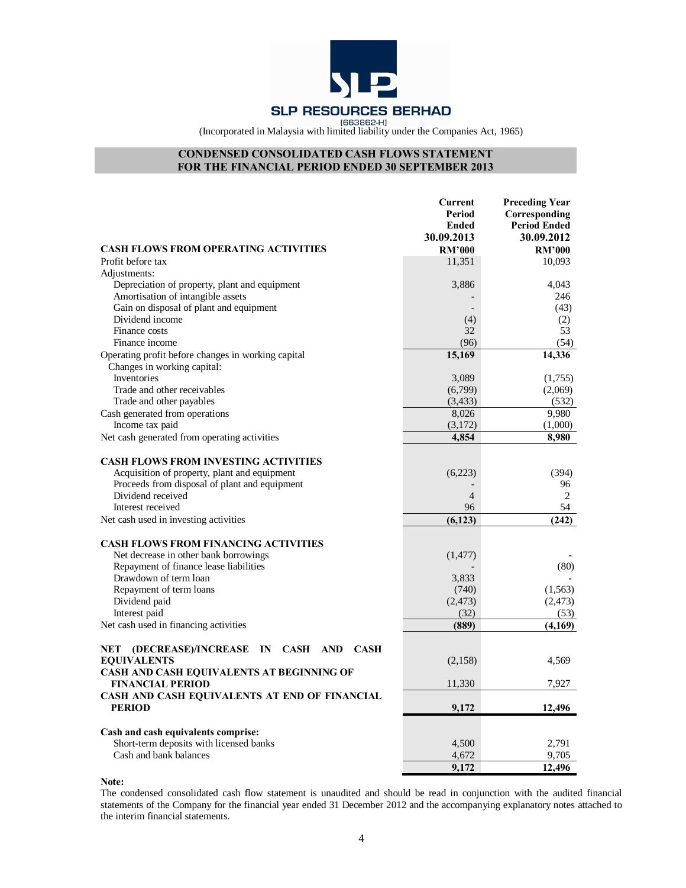**SLP RESOURCES BERHAD**
[663862-H]
(Incorporated in Malaysia with limited liability under the Companies Act, 1965)

## CONDENSED CONSOLIDATED CASH FLOWS STATEMENT FOR THE FINANCIAL PERIOD ENDED 30 SEPTEMBER 2013

| | Current Period Ended 30.09.2013 | Preceding Year Corresponding Period Ended 30.09.2012 |
|---|---|---|
| **CASH FLOWS FROM OPERATING ACTIVITIES** | **RM'000** | **RM'000** |
| Profit before tax | 11,351 | 10,093 |
| Adjustments: | | |
| Depreciation of property, plant and equipment | 3,886 | 4,043 |
| Amortisation of intangible assets | - | 246 |
| Gain on disposal of plant and equipment | - | (43) |
| Dividend income | (4) | (2) |
| Finance costs | 32 | 53 |
| Finance income | (96) | (54) |
| Operating profit before changes in working capital | **15,169** | **14,336** |
| Changes in working capital: | | |
| Inventories | 3,089 | (1,755) |
| Trade and other receivables | (6,799) | (2,069) |
| Trade and other payables | (3,433) | (532) |
| Cash generated from operations | 8,026 | 9,980 |
| Income tax paid | (3,172) | (1,000) |
| Net cash generated from operating activities | **4,854** | **8,980** |
| | | |
| **CASH FLOWS FROM INVESTING ACTIVITIES** | | |
| Acquisition of property, plant and equipment | (6,223) | (394) |
| Proceeds from disposal of plant and equipment | - | 96 |
| Dividend received | 4 | 2 |
| Interest received | 96 | 54 |
| Net cash used in investing activities | **(6,123)** | **(242)** |
| | | |
| **CASH FLOWS FROM FINANCING ACTIVITIES** | | |
| Net decrease in other bank borrowings | (1,477) | - |
| Repayment of finance lease liabilities | - | (80) |
| Drawdown of term loan | 3,833 | - |
| Repayment of term loans | (740) | (1,563) |
| Dividend paid | (2,473) | (2,473) |
| Interest paid | (32) | (53) |
| Net cash used in financing activities | **(889)** | **(4,169)** |
| | | |
| **NET (DECREASE)/INCREASE IN CASH AND CASH EQUIVALENTS** | (2,158) | 4,569 |
| **CASH AND CASH EQUIVALENTS AT BEGINNING OF FINANCIAL PERIOD** | 11,330 | 7,927 |
| **CASH AND CASH EQUIVALENTS AT END OF FINANCIAL PERIOD** | **9,172** | **12,496** |
| | | |
| **Cash and cash equivalents comprise:** | | |
| Short-term deposits with licensed banks | 4,500 | 2,791 |
| Cash and bank balances | 4,672 | 9,705 |
| | **9,172** | **12,496** |

**Note:**

The condensed consolidated cash flow statement is unaudited and should be read in conjunction with the audited financial statements of the Company for the financial year ended 31 December 2012 and the accompanying explanatory notes attached to the interim financial statements.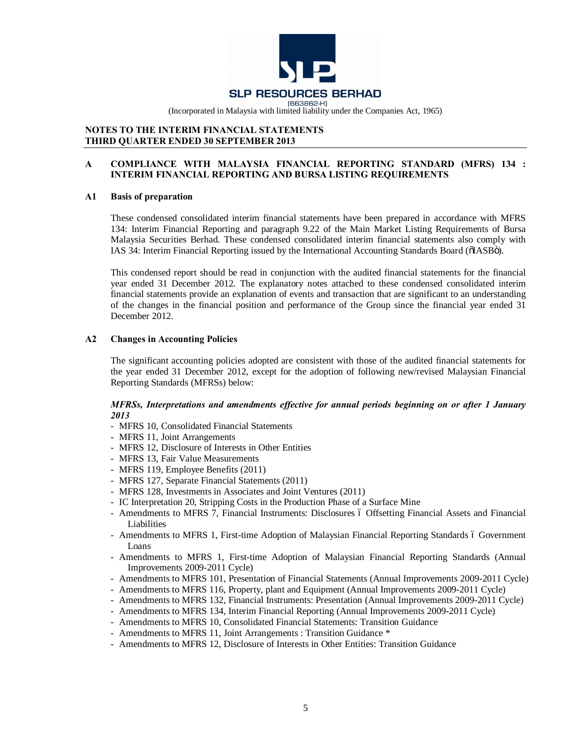**SLP RESOURCES BERHAD**
[663862-H]
(Incorporated in Malaysia with limited liability under the Companies Act, 1965)

**NOTES TO THE INTERIM FINANCIAL STATEMENTS**
**THIRD QUARTER ENDED 30 SEPTEMBER 2013**

## A COMPLIANCE WITH MALAYSIA FINANCIAL REPORTING STANDARD (MFRS) 134 : INTERIM FINANCIAL REPORTING AND BURSA LISTING REQUIREMENTS

### A1 Basis of preparation

These condensed consolidated interim financial statements have been prepared in accordance with MFRS 134: Interim Financial Reporting and paragraph 9.22 of the Main Market Listing Requirements of Bursa Malaysia Securities Berhad. These condensed consolidated interim financial statements also comply with IAS 34: Interim Financial Reporting issued by the International Accounting Standards Board ("IASB").

This condensed report should be read in conjunction with the audited financial statements for the financial year ended 31 December 2012. The explanatory notes attached to these condensed consolidated interim financial statements provide an explanation of events and transaction that are significant to an understanding of the changes in the financial position and performance of the Group since the financial year ended 31 December 2012.

### A2 Changes in Accounting Policies

The significant accounting policies adopted are consistent with those of the audited financial statements for the year ended 31 December 2012, except for the adoption of following new/revised Malaysian Financial Reporting Standards (MFRSs) below:

***MFRSs, Interpretations and amendments effective for annual periods beginning on or after 1 January 2013***

- MFRS 10, Consolidated Financial Statements
- MFRS 11, Joint Arrangements
- MFRS 12, Disclosure of Interests in Other Entities
- MFRS 13, Fair Value Measurements
- MFRS 119, Employee Benefits (2011)
- MFRS 127, Separate Financial Statements (2011)
- MFRS 128, Investments in Associates and Joint Ventures (2011)
- IC Interpretation 20, Stripping Costs in the Production Phase of a Surface Mine
- Amendments to MFRS 7, Financial Instruments: Disclosures – Offsetting Financial Assets and Financial Liabilities
- Amendments to MFRS 1, First-time Adoption of Malaysian Financial Reporting Standards – Government Loans
- Amendments to MFRS 1, First-time Adoption of Malaysian Financial Reporting Standards (Annual Improvements 2009-2011 Cycle)
- Amendments to MFRS 101, Presentation of Financial Statements (Annual Improvements 2009-2011 Cycle)
- Amendments to MFRS 116, Property, plant and Equipment (Annual Improvements 2009-2011 Cycle)
- Amendments to MFRS 132, Financial Instruments: Presentation (Annual Improvements 2009-2011 Cycle)
- Amendments to MFRS 134, Interim Financial Reporting (Annual Improvements 2009-2011 Cycle)
- Amendments to MFRS 10, Consolidated Financial Statements: Transition Guidance
- Amendments to MFRS 11, Joint Arrangements : Transition Guidance *
- Amendments to MFRS 12, Disclosure of Interests in Other Entities: Transition Guidance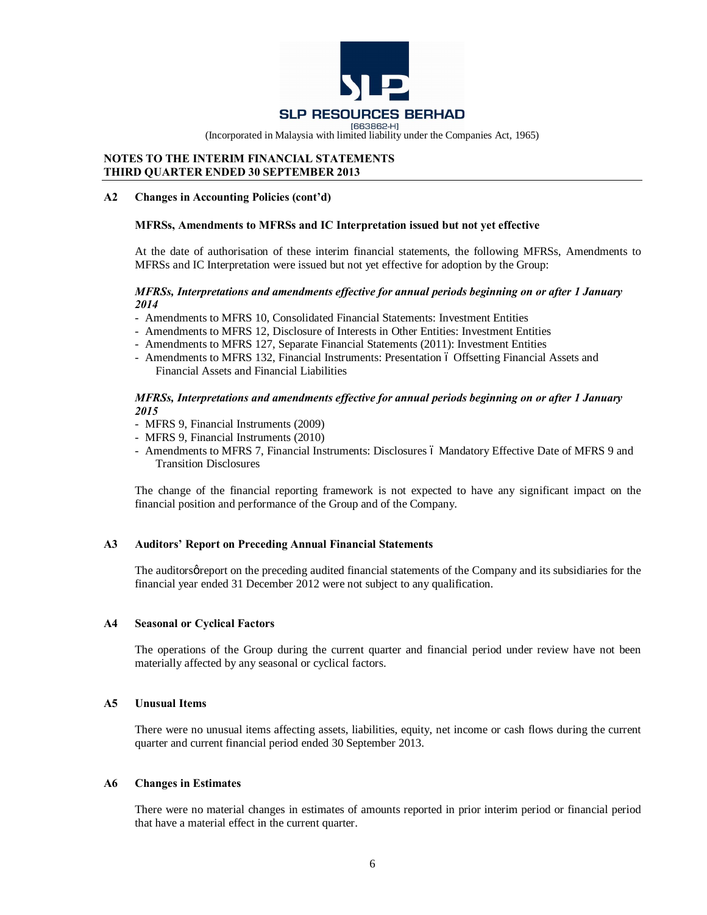**SLP RESOURCES BERHAD**
(663862-H)
(Incorporated in Malaysia with limited liability under the Companies Act, 1965)

**NOTES TO THE INTERIM FINANCIAL STATEMENTS**
**THIRD QUARTER ENDED 30 SEPTEMBER 2013**

**A2 Changes in Accounting Policies (cont'd)**

**MFRSs, Amendments to MFRSs and IC Interpretation issued but not yet effective**

At the date of authorisation of these interim financial statements, the following MFRSs, Amendments to MFRSs and IC Interpretation were issued but not yet effective for adoption by the Group:

***MFRSs, Interpretations and amendments effective for annual periods beginning on or after 1 January 2014***

- Amendments to MFRS 10, Consolidated Financial Statements: Investment Entities
- Amendments to MFRS 12, Disclosure of Interests in Other Entities: Investment Entities
- Amendments to MFRS 127, Separate Financial Statements (2011): Investment Entities
- Amendments to MFRS 132, Financial Instruments: Presentation – Offsetting Financial Assets and Financial Assets and Financial Liabilities

***MFRSs, Interpretations and amendments effective for annual periods beginning on or after 1 January 2015***

- MFRS 9, Financial Instruments (2009)
- MFRS 9, Financial Instruments (2010)
- Amendments to MFRS 7, Financial Instruments: Disclosures – Mandatory Effective Date of MFRS 9 and Transition Disclosures

The change of the financial reporting framework is not expected to have any significant impact on the financial position and performance of the Group and of the Company.

**A3 Auditors' Report on Preceding Annual Financial Statements**

The auditors' report on the preceding audited financial statements of the Company and its subsidiaries for the financial year ended 31 December 2012 were not subject to any qualification.

**A4 Seasonal or Cyclical Factors**

The operations of the Group during the current quarter and financial period under review have not been materially affected by any seasonal or cyclical factors.

**A5 Unusual Items**

There were no unusual items affecting assets, liabilities, equity, net income or cash flows during the current quarter and current financial period ended 30 September 2013.

**A6 Changes in Estimates**

There were no material changes in estimates of amounts reported in prior interim period or financial period that have a material effect in the current quarter.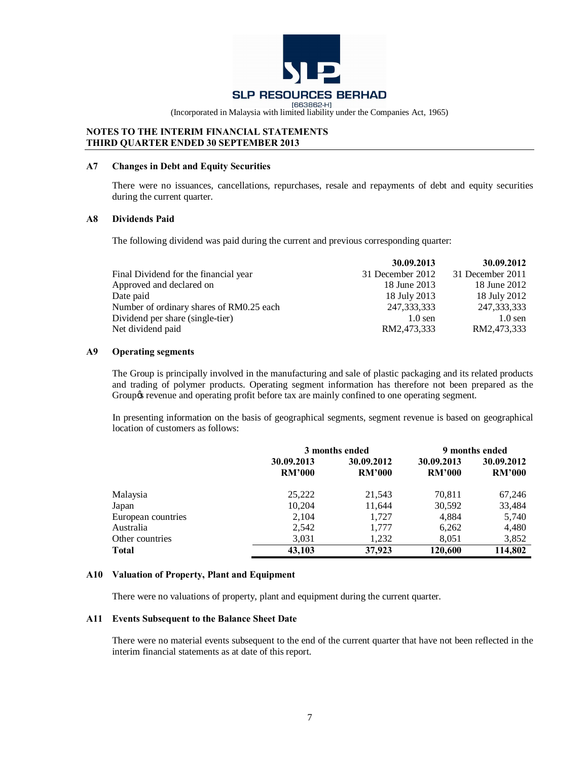**SLP RESOURCES BERHAD**
[663862-H]
(Incorporated in Malaysia with limited liability under the Companies Act, 1965)

**NOTES TO THE INTERIM FINANCIAL STATEMENTS**
**THIRD QUARTER ENDED 30 SEPTEMBER 2013**

### A7 Changes in Debt and Equity Securities

There were no issuances, cancellations, repurchases, resale and repayments of debt and equity securities during the current quarter.

### A8 Dividends Paid

The following dividend was paid during the current and previous corresponding quarter:

| | 30.09.2013 | 30.09.2012 |
|---|---|---|
| Final Dividend for the financial year | 31 December 2012 | 31 December 2011 |
| Approved and declared on | 18 June 2013 | 18 June 2012 |
| Date paid | 18 July 2013 | 18 July 2012 |
| Number of ordinary shares of RM0.25 each | 247,333,333 | 247,333,333 |
| Dividend per share (single-tier) | 1.0 sen | 1.0 sen |
| Net dividend paid | RM2,473,333 | RM2,473,333 |

### A9 Operating segments

The Group is principally involved in the manufacturing and sale of plastic packaging and its related products and trading of polymer products. Operating segment information has therefore not been prepared as the Group's revenue and operating profit before tax are mainly confined to one operating segment.

In presenting information on the basis of geographical segments, segment revenue is based on geographical location of customers as follows:

| | 3 months ended | | 9 months ended | |
|---|---|---|---|---|
| | 30.09.2013 RM'000 | 30.09.2012 RM'000 | 30.09.2013 RM'000 | 30.09.2012 RM'000 |
| Malaysia | 25,222 | 21,543 | 70,811 | 67,246 |
| Japan | 10,204 | 11,644 | 30,592 | 33,484 |
| European countries | 2,104 | 1,727 | 4,884 | 5,740 |
| Australia | 2,542 | 1,777 | 6,262 | 4,480 |
| Other countries | 3,031 | 1,232 | 8,051 | 3,852 |
| **Total** | **43,103** | **37,923** | **120,600** | **114,802** |

### A10 Valuation of Property, Plant and Equipment

There were no valuations of property, plant and equipment during the current quarter.

### A11 Events Subsequent to the Balance Sheet Date

There were no material events subsequent to the end of the current quarter that have not been reflected in the interim financial statements as at date of this report.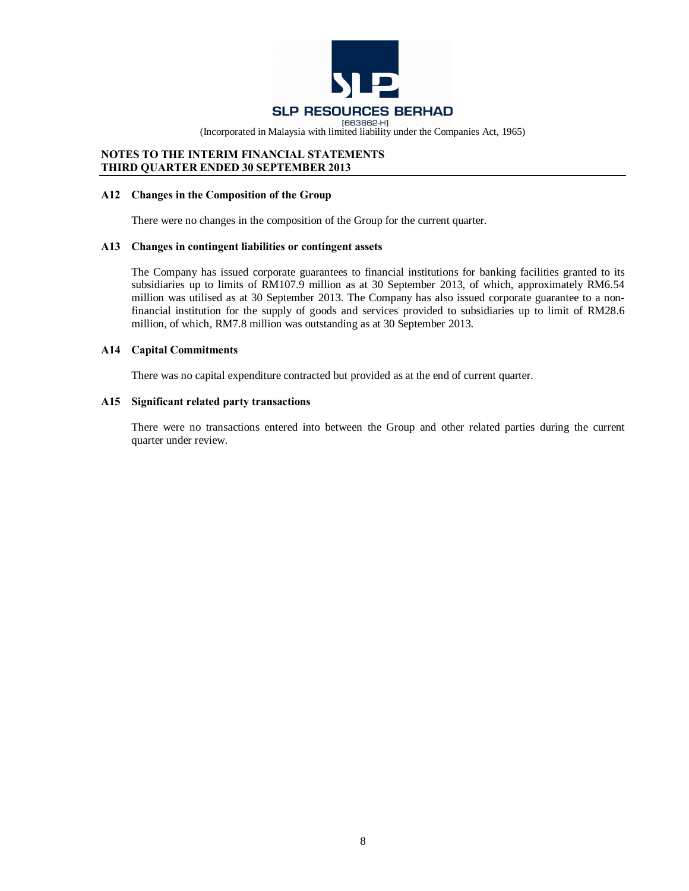**NOTES TO THE INTERIM FINANCIAL STATEMENTS**
**THIRD QUARTER ENDED 30 SEPTEMBER 2013**

### A12 Changes in the Composition of the Group

There were no changes in the composition of the Group for the current quarter.

### A13 Changes in contingent liabilities or contingent assets

The Company has issued corporate guarantees to financial institutions for banking facilities granted to its subsidiaries up to limits of RM107.9 million as at 30 September 2013, of which, approximately RM6.54 million was utilised as at 30 September 2013. The Company has also issued corporate guarantee to a non-financial institution for the supply of goods and services provided to subsidiaries up to limit of RM28.6 million, of which, RM7.8 million was outstanding as at 30 September 2013.

### A14 Capital Commitments

There was no capital expenditure contracted but provided as at the end of current quarter.

### A15 Significant related party transactions

There were no transactions entered into between the Group and other related parties during the current quarter under review.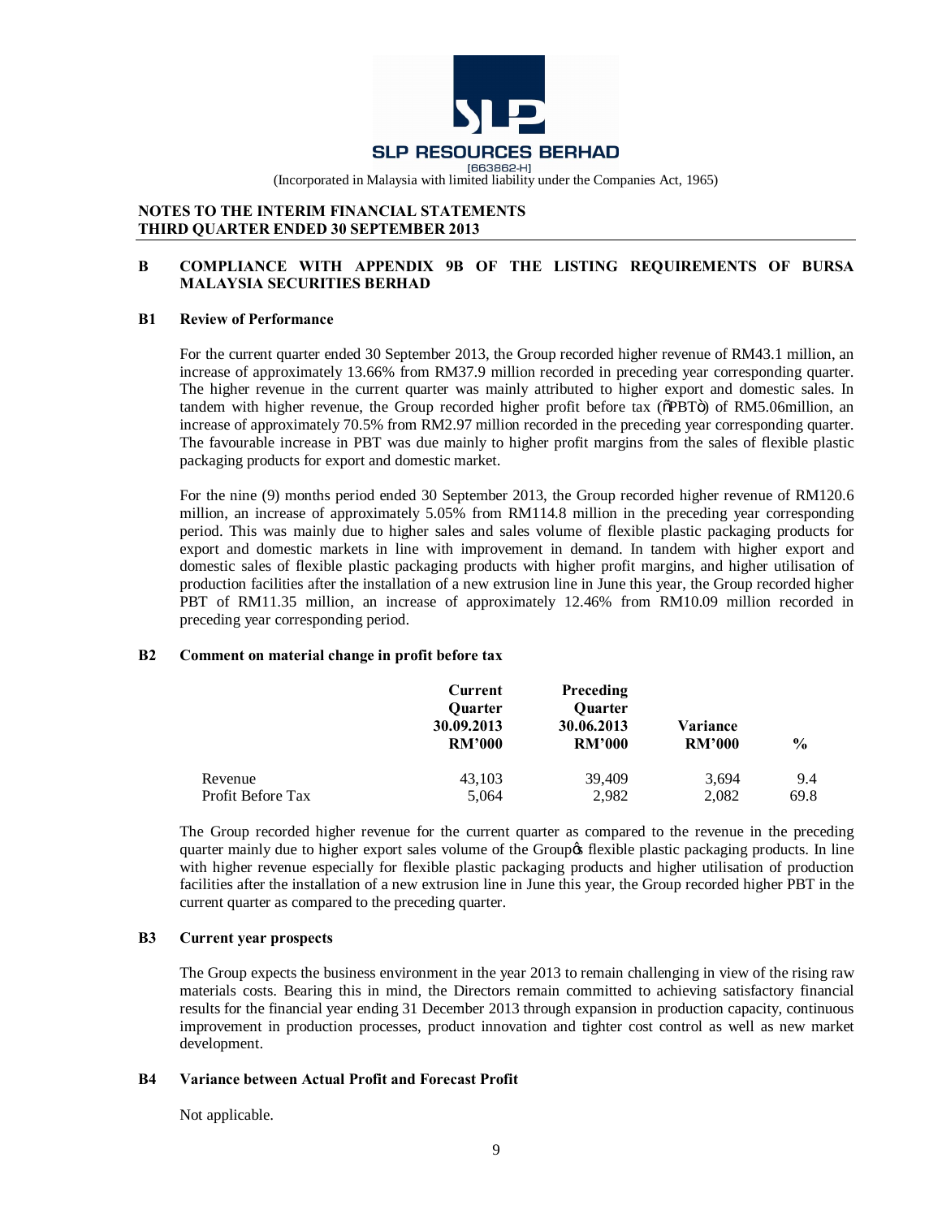SLP RESOURCES BERHAD
[663862-H]
(Incorporated in Malaysia with limited liability under the Companies Act, 1965)

**NOTES TO THE INTERIM FINANCIAL STATEMENTS**
**THIRD QUARTER ENDED 30 SEPTEMBER 2013**

## B COMPLIANCE WITH APPENDIX 9B OF THE LISTING REQUIREMENTS OF BURSA MALAYSIA SECURITIES BERHAD

### B1 Review of Performance

For the current quarter ended 30 September 2013, the Group recorded higher revenue of RM43.1 million, an increase of approximately 13.66% from RM37.9 million recorded in preceding year corresponding quarter. The higher revenue in the current quarter was mainly attributed to higher export and domestic sales. In tandem with higher revenue, the Group recorded higher profit before tax ("PBT") of RM5.06million, an increase of approximately 70.5% from RM2.97 million recorded in the preceding year corresponding quarter. The favourable increase in PBT was due mainly to higher profit margins from the sales of flexible plastic packaging products for export and domestic market.

For the nine (9) months period ended 30 September 2013, the Group recorded higher revenue of RM120.6 million, an increase of approximately 5.05% from RM114.8 million in the preceding year corresponding period. This was mainly due to higher sales and sales volume of flexible plastic packaging products for export and domestic markets in line with improvement in demand. In tandem with higher export and domestic sales of flexible plastic packaging products with higher profit margins, and higher utilisation of production facilities after the installation of a new extrusion line in June this year, the Group recorded higher PBT of RM11.35 million, an increase of approximately 12.46% from RM10.09 million recorded in preceding year corresponding period.

### B2 Comment on material change in profit before tax

| | Current Quarter 30.09.2013 RM'000 | Preceding Quarter 30.06.2013 RM'000 | Variance RM'000 | % |
|---|---|---|---|---|
| Revenue | 43,103 | 39,409 | 3,694 | 9.4 |
| Profit Before Tax | 5,064 | 2,982 | 2,082 | 69.8 |

The Group recorded higher revenue for the current quarter as compared to the revenue in the preceding quarter mainly due to higher export sales volume of the Group's flexible plastic packaging products. In line with higher revenue especially for flexible plastic packaging products and higher utilisation of production facilities after the installation of a new extrusion line in June this year, the Group recorded higher PBT in the current quarter as compared to the preceding quarter.

### B3 Current year prospects

The Group expects the business environment in the year 2013 to remain challenging in view of the rising raw materials costs. Bearing this in mind, the Directors remain committed to achieving satisfactory financial results for the financial year ending 31 December 2013 through expansion in production capacity, continuous improvement in production processes, product innovation and tighter cost control as well as new market development.

### B4 Variance between Actual Profit and Forecast Profit

Not applicable.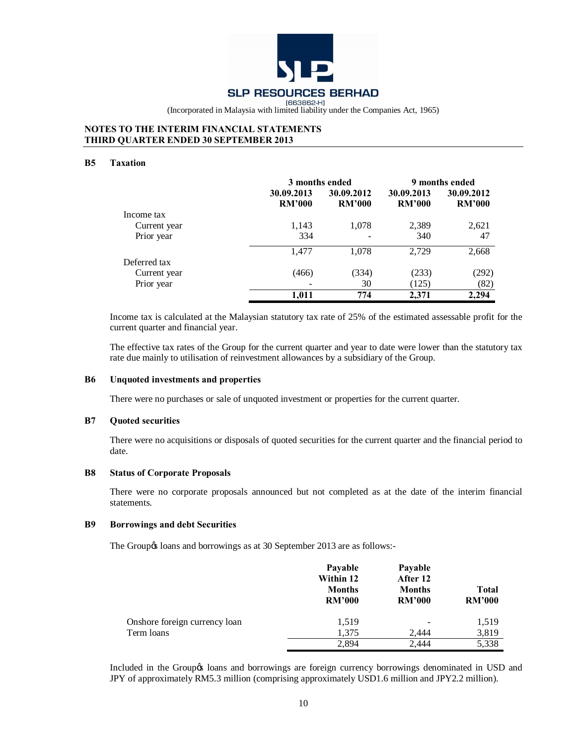**SLP RESOURCES BERHAD**
[663862-H]
(Incorporated in Malaysia with limited liability under the Companies Act, 1965)

**NOTES TO THE INTERIM FINANCIAL STATEMENTS**
**THIRD QUARTER ENDED 30 SEPTEMBER 2013**

## B5 Taxation

| | 3 months ended | | 9 months ended | |
|---|---|---|---|---|
| | 30.09.2013 RM'000 | 30.09.2012 RM'000 | 30.09.2013 RM'000 | 30.09.2012 RM'000 |
| Income tax | | | | |
| Current year | 1,143 | 1,078 | 2,389 | 2,621 |
| Prior year | 334 | - | 340 | 47 |
| | 1,477 | 1,078 | 2,729 | 2,668 |
| Deferred tax | | | | |
| Current year | (466) | (334) | (233) | (292) |
| Prior year | - | 30 | (125) | (82) |
| | **1,011** | **774** | **2,371** | **2,294** |

Income tax is calculated at the Malaysian statutory tax rate of 25% of the estimated assessable profit for the current quarter and financial year.

The effective tax rates of the Group for the current quarter and year to date were lower than the statutory tax rate due mainly to utilisation of reinvestment allowances by a subsidiary of the Group.

## B6 Unquoted investments and properties

There were no purchases or sale of unquoted investment or properties for the current quarter.

## B7 Quoted securities

There were no acquisitions or disposals of quoted securities for the current quarter and the financial period to date.

## B8 Status of Corporate Proposals

There were no corporate proposals announced but not completed as at the date of the interim financial statements.

## B9 Borrowings and debt Securities

The Group's loans and borrowings as at 30 September 2013 are as follows:-

| | Payable Within 12 Months RM'000 | Payable After 12 Months RM'000 | Total RM'000 |
|---|---|---|---|
| Onshore foreign currency loan | 1,519 | - | 1,519 |
| Term loans | 1,375 | 2,444 | 3,819 |
| | 2,894 | 2,444 | 5,338 |

Included in the Group's loans and borrowings are foreign currency borrowings denominated in USD and JPY of approximately RM5.3 million (comprising approximately USD1.6 million and JPY2.2 million).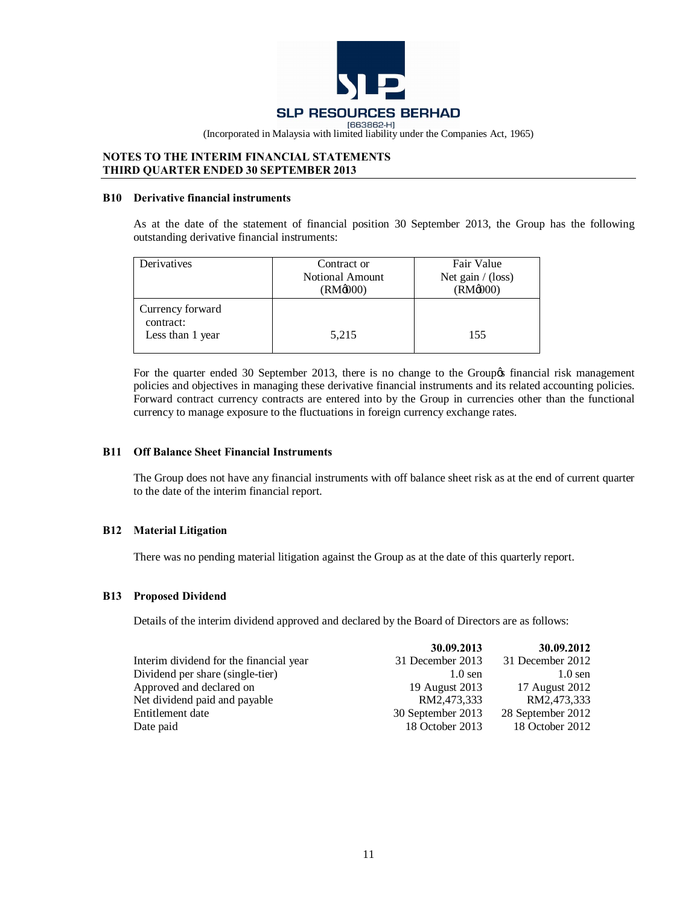**SLP RESOURCES BERHAD**
[663862-H]
(Incorporated in Malaysia with limited liability under the Companies Act, 1965)

**NOTES TO THE INTERIM FINANCIAL STATEMENTS**
**THIRD QUARTER ENDED 30 SEPTEMBER 2013**

### B10 Derivative financial instruments

As at the date of the statement of financial position 30 September 2013, the Group has the following outstanding derivative financial instruments:

| Derivatives | Contract or Notional Amount (RM'000) | Fair Value Net gain / (loss) (RM'000) |
|---|---|---|
| Currency forward contract: Less than 1 year | 5,215 | 155 |

For the quarter ended 30 September 2013, there is no change to the Group's financial risk management policies and objectives in managing these derivative financial instruments and its related accounting policies. Forward contract currency contracts are entered into by the Group in currencies other than the functional currency to manage exposure to the fluctuations in foreign currency exchange rates.

### B11 Off Balance Sheet Financial Instruments

The Group does not have any financial instruments with off balance sheet risk as at the end of current quarter to the date of the interim financial report.

### B12 Material Litigation

There was no pending material litigation against the Group as at the date of this quarterly report.

### B13 Proposed Dividend

Details of the interim dividend approved and declared by the Board of Directors are as follows:

| | 30.09.2013 | 30.09.2012 |
|---|---|---|
| Interim dividend for the financial year | 31 December 2013 | 31 December 2012 |
| Dividend per share (single-tier) | 1.0 sen | 1.0 sen |
| Approved and declared on | 19 August 2013 | 17 August 2012 |
| Net dividend paid and payable | RM2,473,333 | RM2,473,333 |
| Entitlement date | 30 September 2013 | 28 September 2012 |
| Date paid | 18 October 2013 | 18 October 2012 |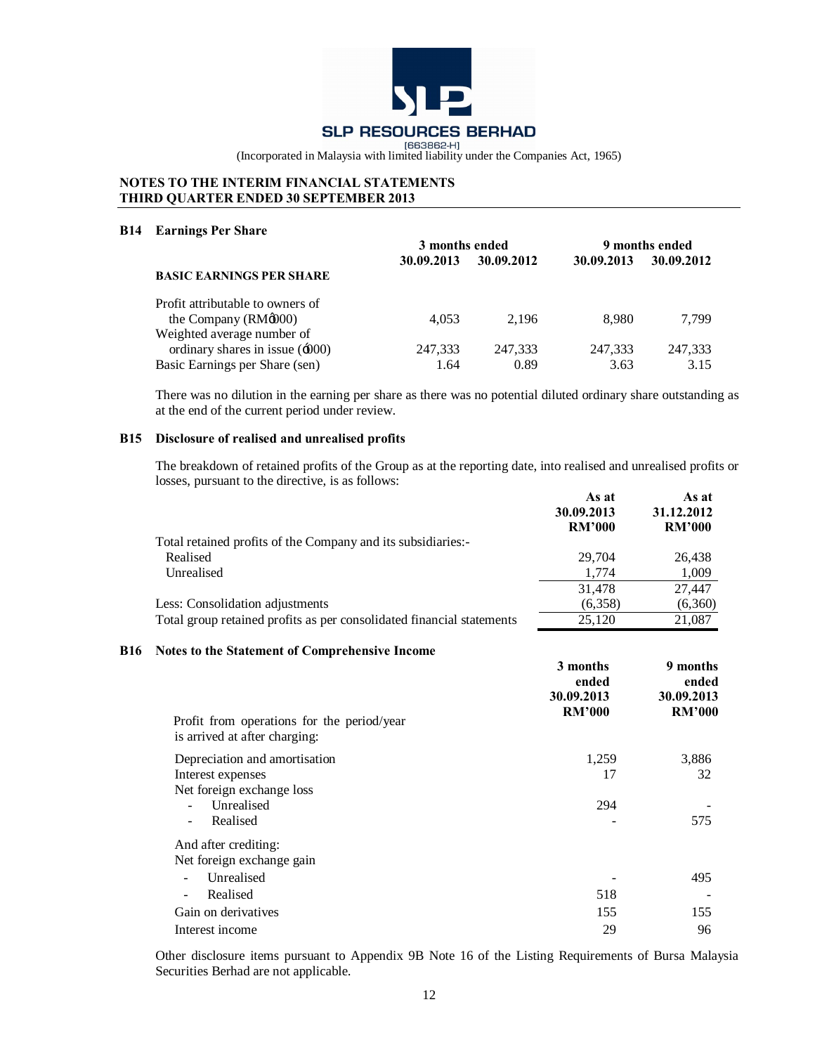**SLP RESOURCES BERHAD**
[663862-H]
(Incorporated in Malaysia with limited liability under the Companies Act, 1965)

**NOTES TO THE INTERIM FINANCIAL STATEMENTS**
**THIRD QUARTER ENDED 30 SEPTEMBER 2013**

### B14 Earnings Per Share

| | 3 months ended | | 9 months ended | |
|---|---|---|---|---|
| | **30.09.2013** | **30.09.2012** | **30.09.2013** | **30.09.2012** |
| **BASIC EARNINGS PER SHARE** | | | | |
| Profit attributable to owners of the Company (RM'000) | 4,053 | 2,196 | 8,980 | 7,799 |
| Weighted average number of ordinary shares in issue ('000) | 247,333 | 247,333 | 247,333 | 247,333 |
| Basic Earnings per Share (sen) | 1.64 | 0.89 | 3.63 | 3.15 |

There was no dilution in the earning per share as there was no potential diluted ordinary share outstanding as at the end of the current period under review.

### B15 Disclosure of realised and unrealised profits

The breakdown of retained profits of the Group as at the reporting date, into realised and unrealised profits or losses, pursuant to the directive, is as follows:

| | As at 30.09.2013 RM'000 | As at 31.12.2012 RM'000 |
|---|---|---|
| Total retained profits of the Company and its subsidiaries:- | | |
| Realised | 29,704 | 26,438 |
| Unrealised | 1,774 | 1,009 |
| | 31,478 | 27,447 |
| Less: Consolidation adjustments | (6,358) | (6,360) |
| Total group retained profits as per consolidated financial statements | 25,120 | 21,087 |

### B16 Notes to the Statement of Comprehensive Income

| | 3 months ended 30.09.2013 RM'000 | 9 months ended 30.09.2013 RM'000 |
|---|---|---|
| Profit from operations for the period/year is arrived at after charging: | | |
| Depreciation and amortisation | 1,259 | 3,886 |
| Interest expenses | 17 | 32 |
| Net foreign exchange loss | | |
| - Unrealised | 294 | - |
| - Realised | - | 575 |
| And after crediting: | | |
| Net foreign exchange gain | | |
| - Unrealised | - | 495 |
| - Realised | 518 | - |
| Gain on derivatives | 155 | 155 |
| Interest income | 29 | 96 |

Other disclosure items pursuant to Appendix 9B Note 16 of the Listing Requirements of Bursa Malaysia Securities Berhad are not applicable.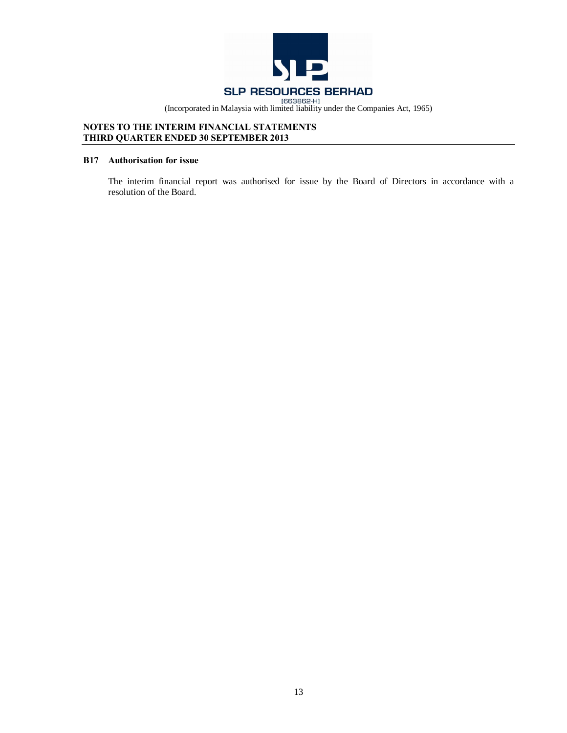SLP RESOURCES BERHAD

[663862-H]

(Incorporated in Malaysia with limited liability under the Companies Act, 1965)

**NOTES TO THE INTERIM FINANCIAL STATEMENTS**
**THIRD QUARTER ENDED 30 SEPTEMBER 2013**

### B17 Authorisation for issue

The interim financial report was authorised for issue by the Board of Directors in accordance with a resolution of the Board.